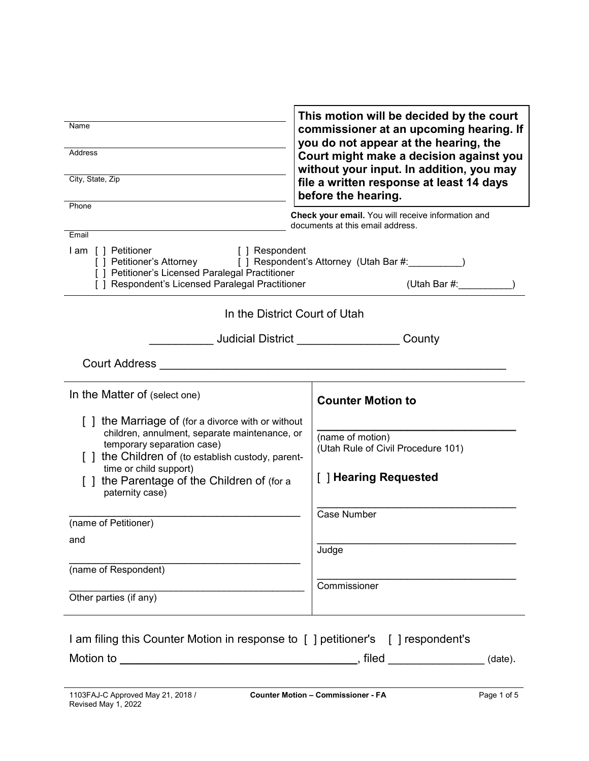Name

Address

City, State, Zip

Phone

Email

**This motion will be decided by the court commissioner at an upcoming hearing. If you do not appear at the hearing, the Court might make a decision against you without your input. In addition, you may file a written response at least 14 days before the hearing.**

**Check your email.** You will receive information and documents at this email address.

I am [ ] Petitioner [ ] Respondent
[ ] Petitioner's Attorney [ ] Respondent's Attorney (Utah Bar #:__________)
[ ] Petitioner's Licensed Paralegal Practitioner
[ ] Respondent's Licensed Paralegal Practitioner (Utah Bar #:__________)

In the District Court of Utah

__________ Judicial District ________________ County

Court Address ________________________________________________________

In the Matter of (select one)

[ ] the Marriage of (for a divorce with or without children, annulment, separate maintenance, or temporary separation case)
[ ] the Children of (to establish custody, parent-time or child support)
[ ] the Parentage of the Children of (for a paternity case)

________________________________________
(name of Petitioner)

and

________________________________________
(name of Respondent)

________________________________________
Other parties (if any)

**Counter Motion to**

________________________________
(name of motion)
(Utah Rule of Civil Procedure 101)

[ ] **Hearing Requested**

________________________________
Case Number

________________________________
Judge

________________________________
Commissioner

I am filing this Counter Motion in response to [ ] petitioner's [ ] respondent's

Motion to ____________________________________, filed _______________ (date).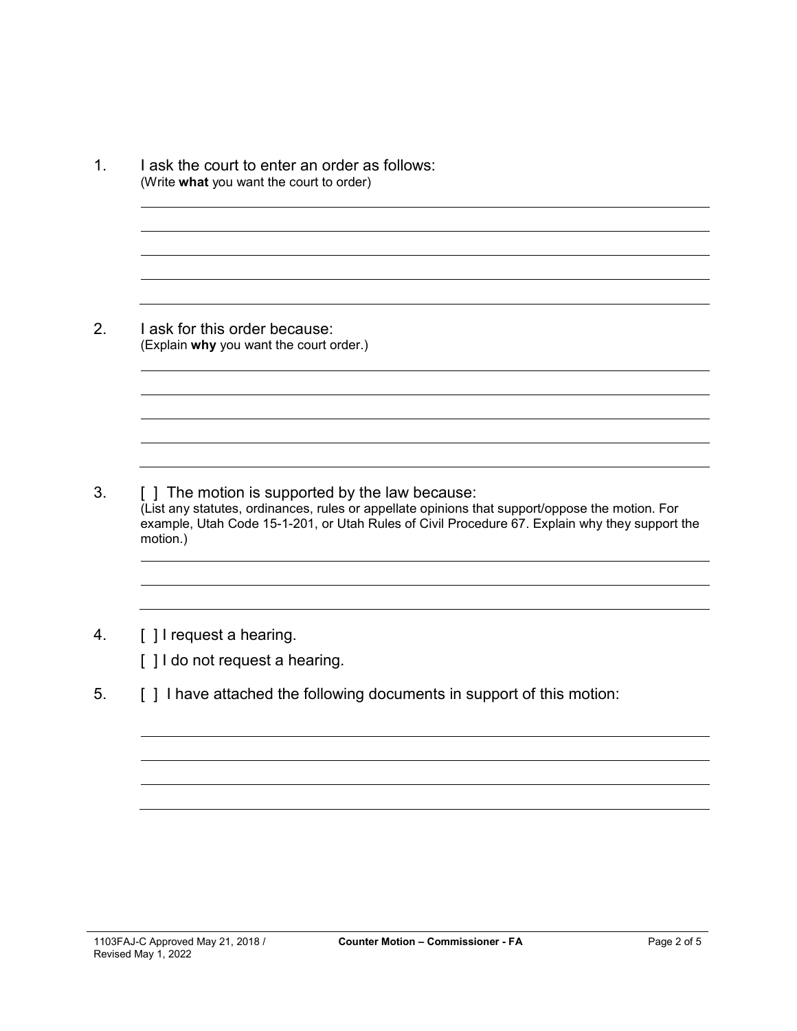1. I ask the court to enter an order as follows:
(Write **what** you want the court to order)

______________________________________________________________________

______________________________________________________________________

______________________________________________________________________

______________________________________________________________________

______________________________________________________________________

2. I ask for this order because:
(Explain **why** you want the court order.)

______________________________________________________________________

______________________________________________________________________

______________________________________________________________________

______________________________________________________________________

______________________________________________________________________

3. [ ] The motion is supported by the law because:
(List any statutes, ordinances, rules or appellate opinions that support/oppose the motion. For example, Utah Code 15-1-201, or Utah Rules of Civil Procedure 67. Explain why they support the motion.)

______________________________________________________________________

______________________________________________________________________

______________________________________________________________________

4. [ ] I request a hearing.

   [ ] I do not request a hearing.

5. [ ] I have attached the following documents in support of this motion:

______________________________________________________________________

______________________________________________________________________

______________________________________________________________________

______________________________________________________________________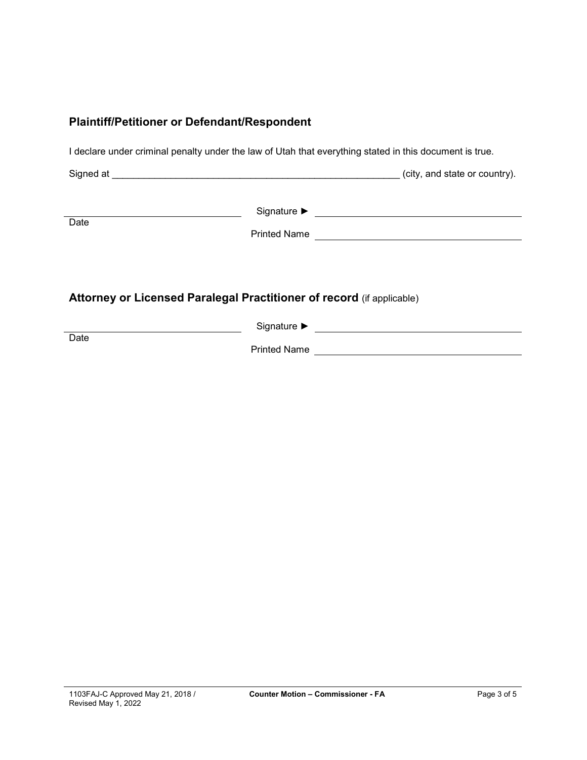## Plaintiff/Petitioner or Defendant/Respondent

I declare under criminal penalty under the law of Utah that everything stated in this document is true.

Signed at ______________________________________________________ (city, and state or country).

| | |
|---|---|
| ______________________ | Signature ► ______________________ |
| Date | Printed Name ______________________ |

## Attorney or Licensed Paralegal Practitioner of record (if applicable)

| | |
|---|---|
| ______________________ | Signature ► ______________________ |
| Date | Printed Name ______________________ |

1103FAJ-C Approved May 21, 2018 / Revised May 1, 2022 — **Counter Motion – Commissioner - FA**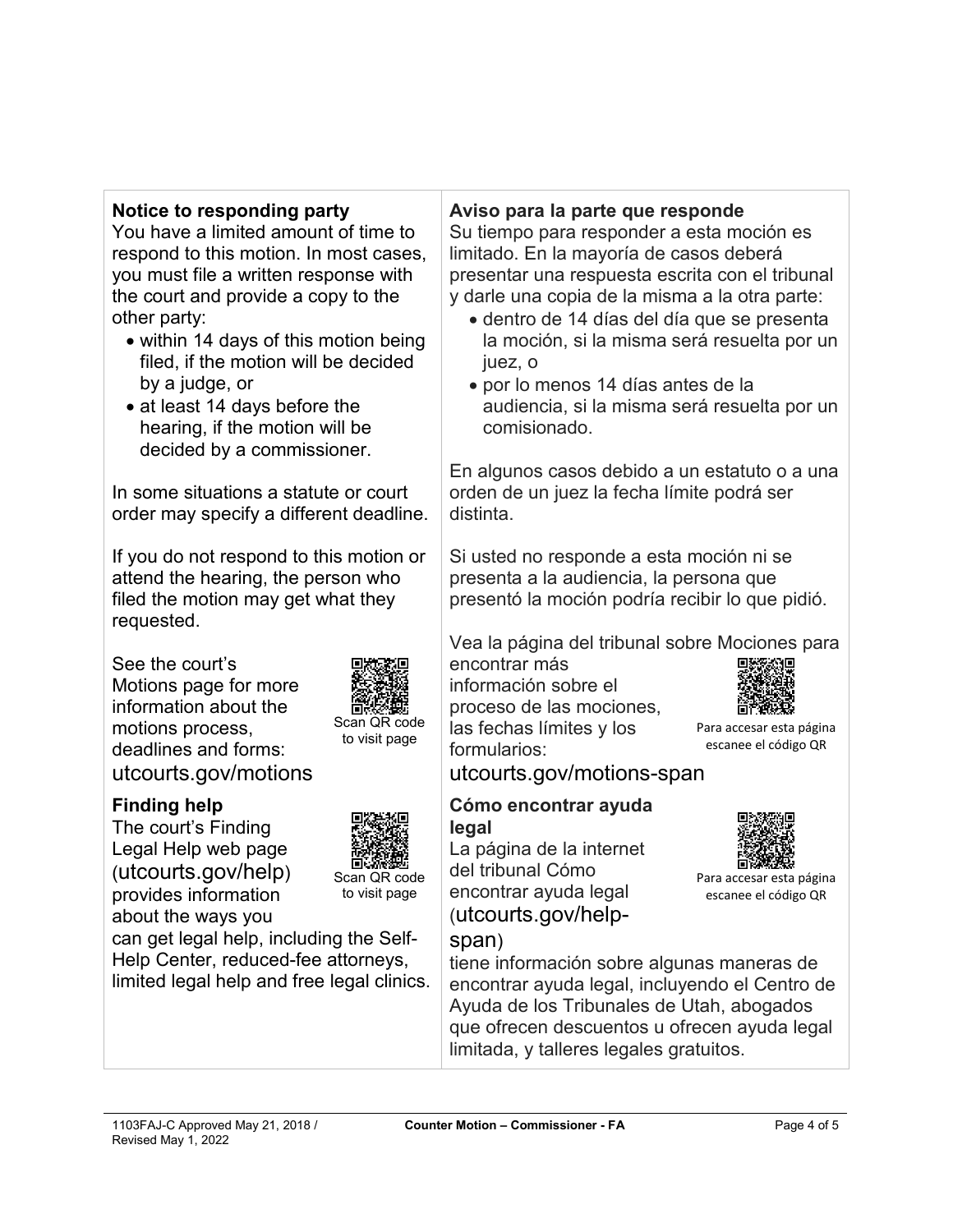**Notice to responding party**

You have a limited amount of time to respond to this motion. In most cases, you must file a written response with the court and provide a copy to the other party:

- within 14 days of this motion being filed, if the motion will be decided by a judge, or
- at least 14 days before the hearing, if the motion will be decided by a commissioner.

In some situations a statute or court order may specify a different deadline.

If you do not respond to this motion or attend the hearing, the person who filed the motion may get what they requested.

See the court's Motions page for more information about the motions process, deadlines and forms: utcourts.gov/motions

Scan QR code to visit page

**Finding help**

The court's Finding Legal Help web page (utcourts.gov/help) provides information about the ways you can get legal help, including the Self-Help Center, reduced-fee attorneys, limited legal help and free legal clinics.

Scan QR code to visit page

**Aviso para la parte que responde**

Su tiempo para responder a esta moción es limitado. En la mayoría de casos deberá presentar una respuesta escrita con el tribunal y darle una copia de la misma a la otra parte:

- dentro de 14 días del día que se presenta la moción, si la misma será resuelta por un juez, o
- por lo menos 14 días antes de la audiencia, si la misma será resuelta por un comisionado.

En algunos casos debido a un estatuto o a una orden de un juez la fecha límite podrá ser distinta.

Si usted no responde a esta moción ni se presenta a la audiencia, la persona que presentó la moción podría recibir lo que pidió.

Vea la página del tribunal sobre Mociones para encontrar más información sobre el proceso de las mociones, las fechas límites y los formularios: utcourts.gov/motions-span

Para accesar esta página escanee el código QR

**Cómo encontrar ayuda legal**

La página de la internet del tribunal Cómo encontrar ayuda legal (utcourts.gov/help-span) tiene información sobre algunas maneras de encontrar ayuda legal, incluyendo el Centro de Ayuda de los Tribunales de Utah, abogados que ofrecen descuentos u ofrecen ayuda legal limitada, y talleres legales gratuitos.

Para accesar esta página escanee el código QR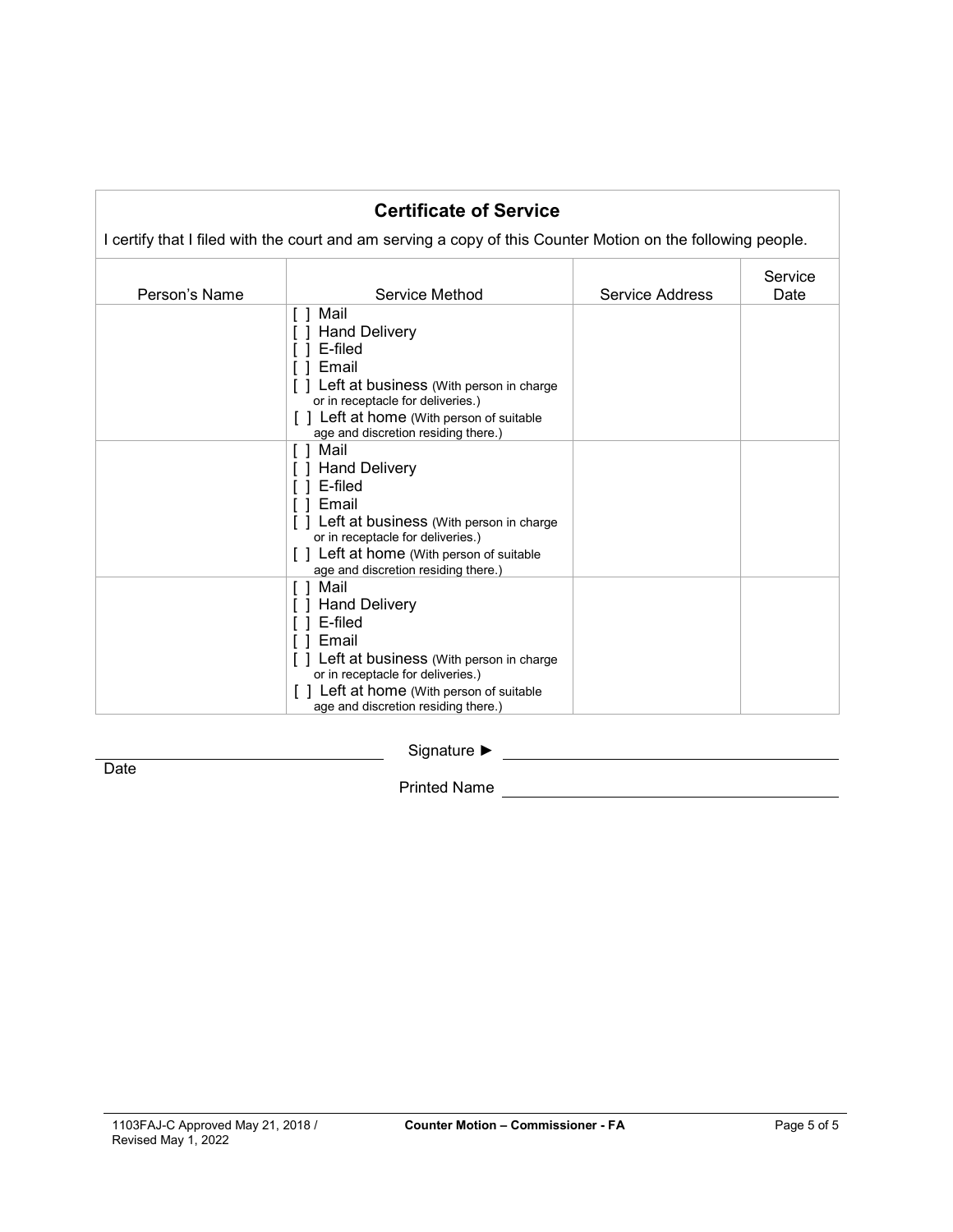## Certificate of Service

I certify that I filed with the court and am serving a copy of this Counter Motion on the following people.

| Person's Name | Service Method | Service Address | Service Date |
|---|---|---|---|
| | [ ] Mail<br>[ ] Hand Delivery<br>[ ] E-filed<br>[ ] Email<br>[ ] Left at business (With person in charge or in receptacle for deliveries.)<br>[ ] Left at home (With person of suitable age and discretion residing there.) | | |
| | [ ] Mail<br>[ ] Hand Delivery<br>[ ] E-filed<br>[ ] Email<br>[ ] Left at business (With person in charge or in receptacle for deliveries.)<br>[ ] Left at home (With person of suitable age and discretion residing there.) | | |
| | [ ] Mail<br>[ ] Hand Delivery<br>[ ] E-filed<br>[ ] Email<br>[ ] Left at business (With person in charge or in receptacle for deliveries.)<br>[ ] Left at home (With person of suitable age and discretion residing there.) | | |

\_\_\_\_\_\_\_\_\_\_\_\_\_\_\_\_\_\_\_\_\_\_\_\_\_\_\_\_
Date

Signature ► \_\_\_\_\_\_\_\_\_\_\_\_\_\_\_\_\_\_\_\_\_\_\_\_\_\_\_\_

Printed Name \_\_\_\_\_\_\_\_\_\_\_\_\_\_\_\_\_\_\_\_\_\_\_\_\_\_\_\_

1103FAJ-C Approved May 21, 2018 / Revised May 1, 2022 — Counter Motion – Commissioner - FA